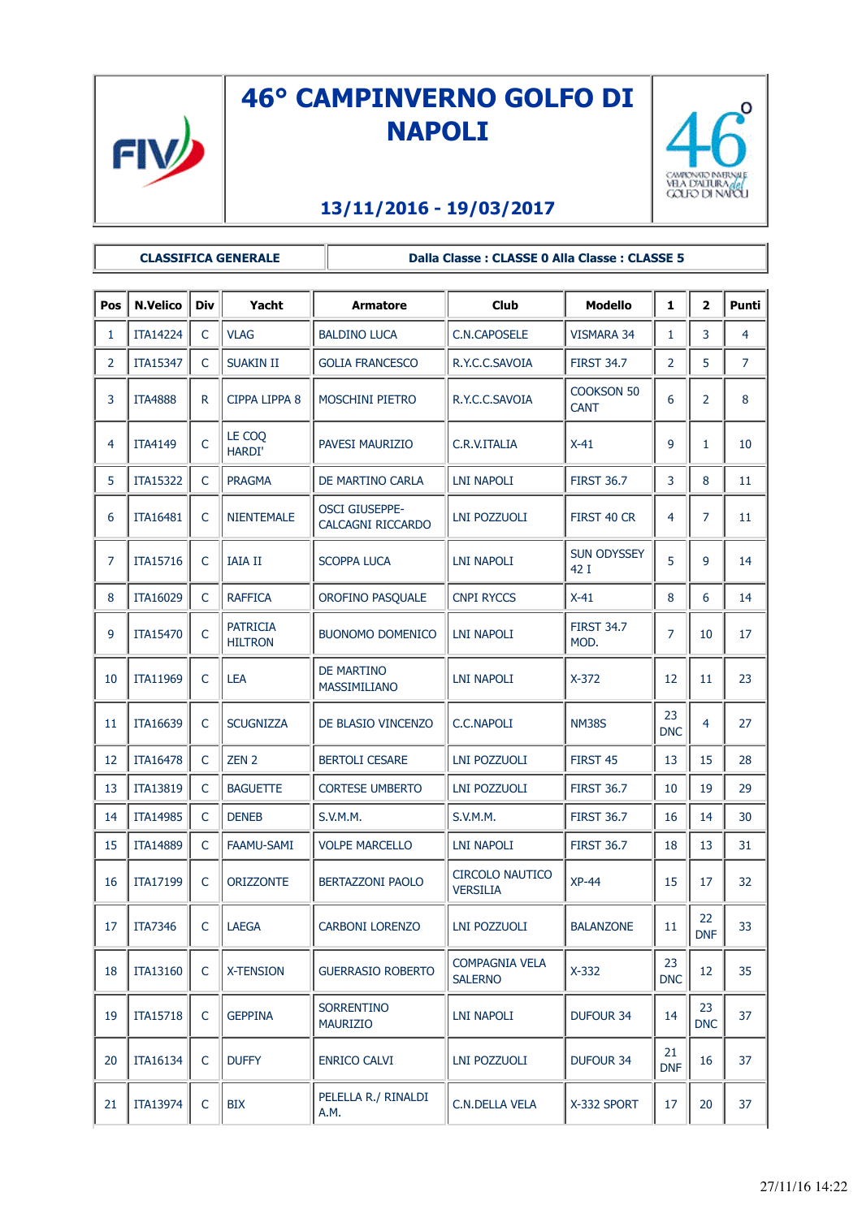# 46° CAMPINVERNO GOLFO DI NAPOLI

### 13/11/2016 - 19/03/2017

| CLASSIFICA GENERALE | Dalla Classe : CLASSE 0 Alla Classe : CLASSE 5 |
|---|---|

| Pos | N.Velico | Div | Yacht | Armatore | Club | Modello | 1 | 2 | Punti |
|---|---|---|---|---|---|---|---|---|---|
| 1 | ITA14224 | C | VLAG | BALDINO LUCA | C.N.CAPOSELE | VISMARA 34 | 1 | 3 | 4 |
| 2 | ITA15347 | C | SUAKIN II | GOLIA FRANCESCO | R.Y.C.C.SAVOIA | FIRST 34.7 | 2 | 5 | 7 |
| 3 | ITA4888 | R | CIPPA LIPPA 8 | MOSCHINI PIETRO | R.Y.C.C.SAVOIA | COOKSON 50 CANT | 6 | 2 | 8 |
| 4 | ITA4149 | C | LE COQ HARDI' | PAVESI MAURIZIO | C.R.V.ITALIA | X-41 | 9 | 1 | 10 |
| 5 | ITA15322 | C | PRAGMA | DE MARTINO CARLA | LNI NAPOLI | FIRST 36.7 | 3 | 8 | 11 |
| 6 | ITA16481 | C | NIENTEMALE | OSCI GIUSEPPE-CALCAGNI RICCARDO | LNI POZZUOLI | FIRST 40 CR | 4 | 7 | 11 |
| 7 | ITA15716 | C | IAIA II | SCOPPA LUCA | LNI NAPOLI | SUN ODYSSEY 42 I | 5 | 9 | 14 |
| 8 | ITA16029 | C | RAFFICA | OROFINO PASQUALE | CNPI RYCCS | X-41 | 8 | 6 | 14 |
| 9 | ITA15470 | C | PATRICIA HILTRON | BUONOMO DOMENICO | LNI NAPOLI | FIRST 34.7 MOD. | 7 | 10 | 17 |
| 10 | ITA11969 | C | LEA | DE MARTINO MASSIMILIANO | LNI NAPOLI | X-372 | 12 | 11 | 23 |
| 11 | ITA16639 | C | SCUGNIZZA | DE BLASIO VINCENZO | C.C.NAPOLI | NM38S | 23 DNC | 4 | 27 |
| 12 | ITA16478 | C | ZEN 2 | BERTOLI CESARE | LNI POZZUOLI | FIRST 45 | 13 | 15 | 28 |
| 13 | ITA13819 | C | BAGUETTE | CORTESE UMBERTO | LNI POZZUOLI | FIRST 36.7 | 10 | 19 | 29 |
| 14 | ITA14985 | C | DENEB | S.V.M.M. | S.V.M.M. | FIRST 36.7 | 16 | 14 | 30 |
| 15 | ITA14889 | C | FAAMU-SAMI | VOLPE MARCELLO | LNI NAPOLI | FIRST 36.7 | 18 | 13 | 31 |
| 16 | ITA17199 | C | ORIZZONTE | BERTAZZONI PAOLO | CIRCOLO NAUTICO VERSILIA | XP-44 | 15 | 17 | 32 |
| 17 | ITA7346 | C | LAEGA | CARBONI LORENZO | LNI POZZUOLI | BALANZONE | 11 | 22 DNF | 33 |
| 18 | ITA13160 | C | X-TENSION | GUERRASIO ROBERTO | COMPAGNIA VELA SALERNO | X-332 | 23 DNC | 12 | 35 |
| 19 | ITA15718 | C | GEPPINA | SORRENTINO MAURIZIO | LNI NAPOLI | DUFOUR 34 | 14 | 23 DNC | 37 |
| 20 | ITA16134 | C | DUFFY | ENRICO CALVI | LNI POZZUOLI | DUFOUR 34 | 21 DNF | 16 | 37 |
| 21 | ITA13974 | C | BIX | PELELLA R./ RINALDI A.M. | C.N.DELLA VELA | X-332 SPORT | 17 | 20 | 37 |

27/11/16 14:22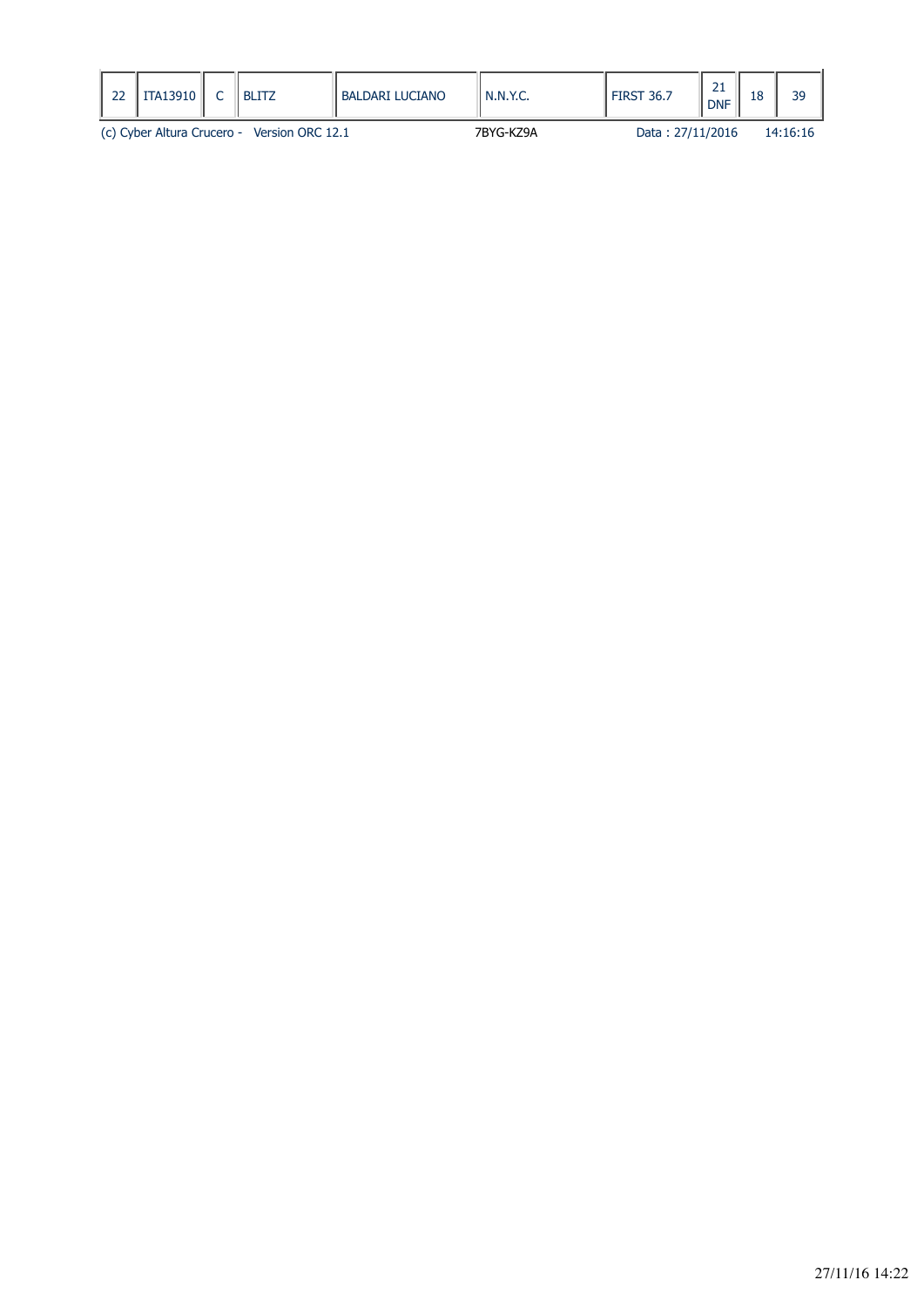| | | | | | | | | | |
|---|---|---|---|---|---|---|---|---|---|
| 22 | ITA13910 | C | BLITZ | BALDARI LUCIANO | N.N.Y.C. | FIRST 36.7 | 21 DNF | 18 | 39 |

(c) Cyber Altura Crucero - Version ORC 12.1 7BYG-KZ9A Data : 27/11/2016 14:16:16